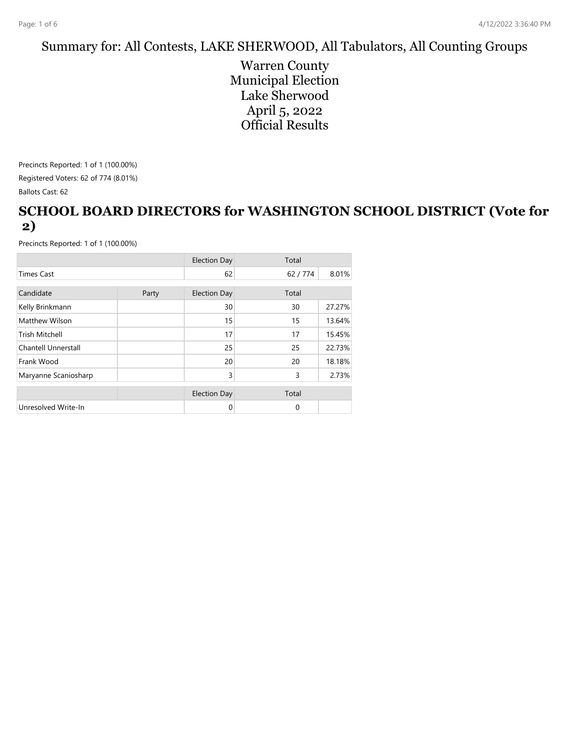Summary for: All Contests, LAKE SHERWOOD, All Tabulators, All Counting Groups

Warren County
Municipal Election
Lake Sherwood
April 5, 2022
Official Results

Precincts Reported: 1 of 1 (100.00%)

Registered Voters: 62 of 774 (8.01%)

Ballots Cast: 62

## SCHOOL BOARD DIRECTORS for WASHINGTON SCHOOL DISTRICT (Vote for 2)

Precincts Reported: 1 of 1 (100.00%)

| | | Election Day | Total | |
|---|---|---|---|---|
| Times Cast | | 62 | 62 / 774 | 8.01% |

| Candidate | Party | Election Day | Total | |
|---|---|---|---|---|
| Kelly Brinkmann | | 30 | 30 | 27.27% |
| Matthew Wilson | | 15 | 15 | 13.64% |
| Trish Mitchell | | 17 | 17 | 15.45% |
| Chantell Unnerstall | | 25 | 25 | 22.73% |
| Frank Wood | | 20 | 20 | 18.18% |
| Maryanne Scaniosharp | | 3 | 3 | 2.73% |

| | | Election Day | Total | |
|---|---|---|---|---|
| Unresolved Write-In | | 0 | 0 | |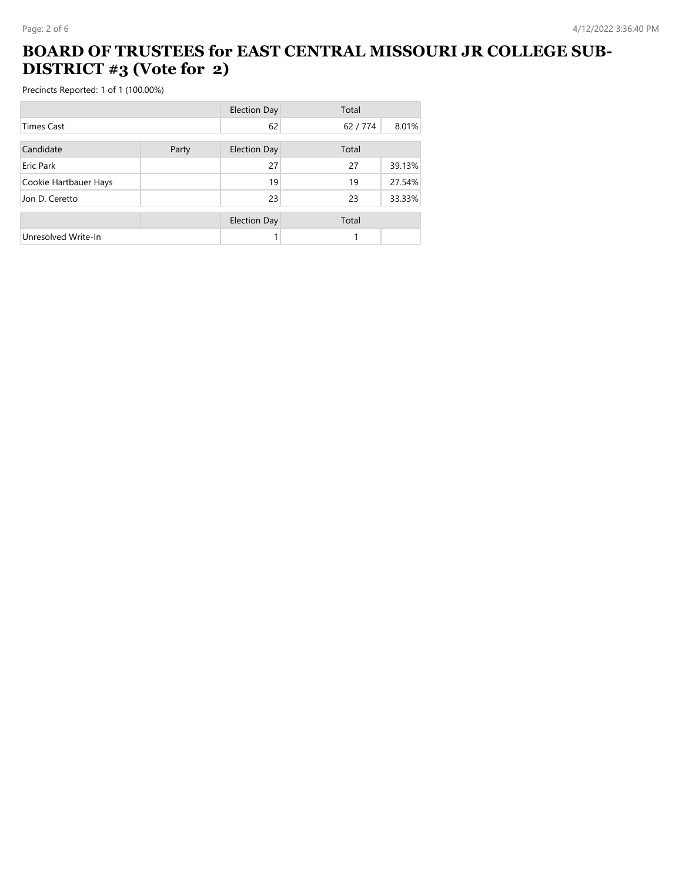# BOARD OF TRUSTEES for EAST CENTRAL MISSOURI JR COLLEGE SUB-DISTRICT #3 (Vote for 2)

Precincts Reported: 1 of 1 (100.00%)

| | Election Day | Total | |
|---|---|---|---|
| Times Cast | 62 | 62 / 774 | 8.01% |

| Candidate | Party | Election Day | Total | |
|---|---|---|---|---|
| Eric Park | | 27 | 27 | 39.13% |
| Cookie Hartbauer Hays | | 19 | 19 | 27.54% |
| Jon D. Ceretto | | 23 | 23 | 33.33% |

| | | Election Day | Total | |
|---|---|---|---|---|
| Unresolved Write-In | | 1 | 1 | |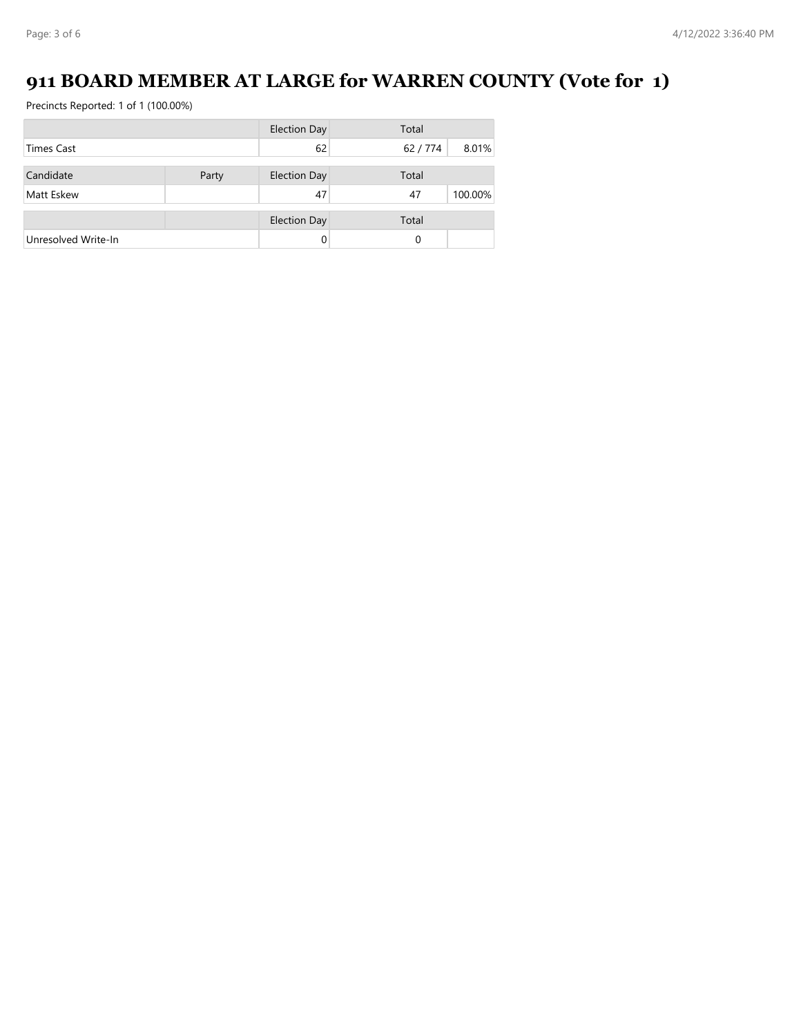# 911 BOARD MEMBER AT LARGE for WARREN COUNTY (Vote for 1)

Precincts Reported: 1 of 1 (100.00%)

| | | Election Day | Total | |
|---|---|---|---|---|
| Times Cast | | 62 | 62 / 774 | 8.01% |

| Candidate | Party | Election Day | Total | |
|---|---|---|---|---|
| Matt Eskew | | 47 | 47 | 100.00% |

| | | Election Day | Total | |
|---|---|---|---|---|
| Unresolved Write-In | | 0 | 0 | |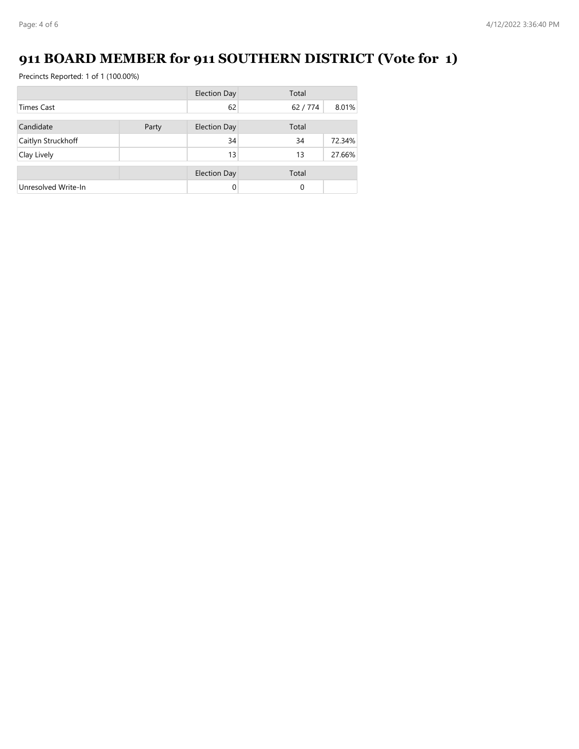# 911 BOARD MEMBER for 911 SOUTHERN DISTRICT (Vote for 1)

Precincts Reported: 1 of 1 (100.00%)

| | Election Day | Total | |
|---|---|---|---|
| Times Cast | 62 | 62 / 774 | 8.01% |

| Candidate | Party | Election Day | Total | |
|---|---|---|---|---|
| Caitlyn Struckhoff | | 34 | 34 | 72.34% |
| Clay Lively | | 13 | 13 | 27.66% |

| | | Election Day | Total | |
|---|---|---|---|---|
| Unresolved Write-In | | 0 | 0 | |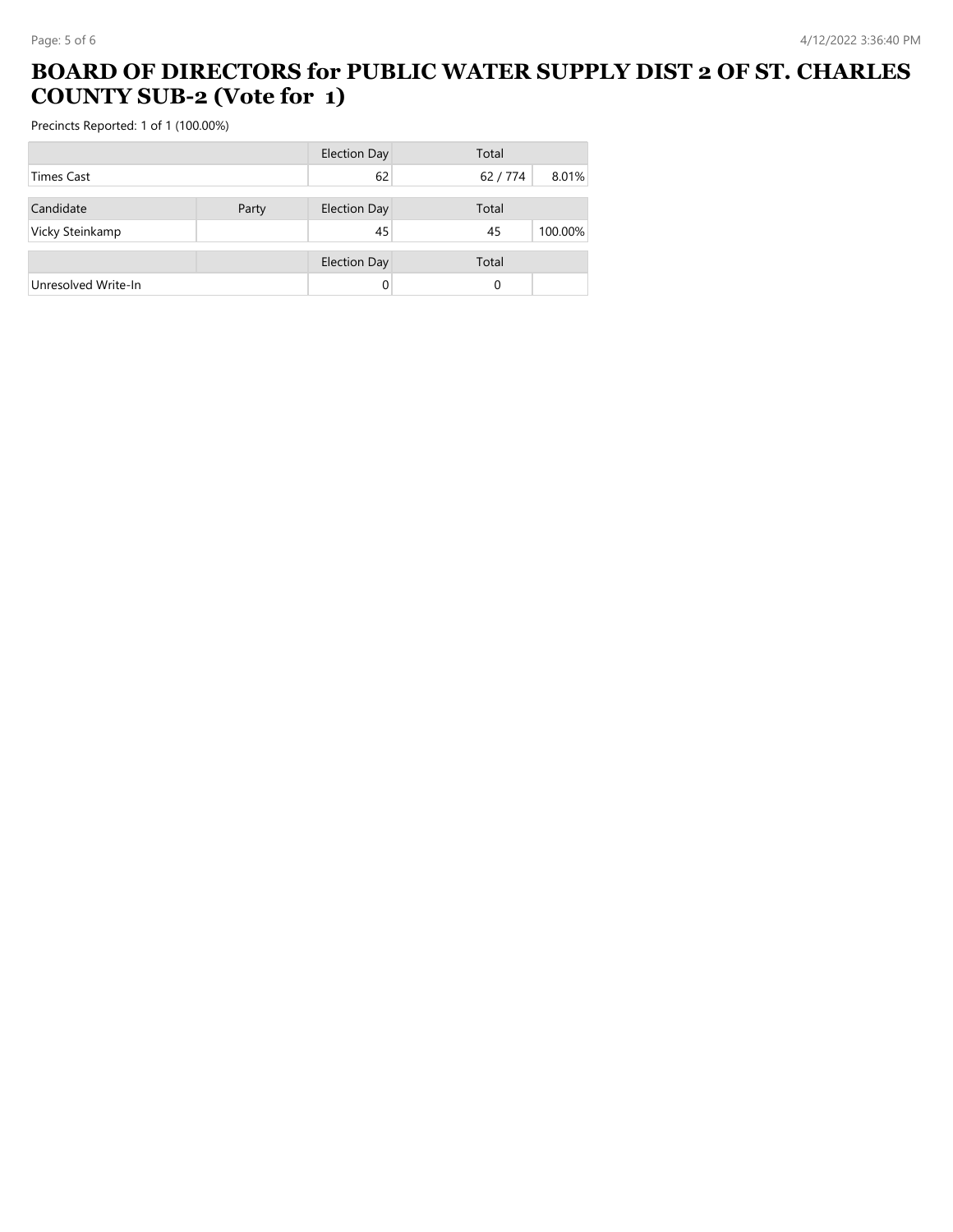# BOARD OF DIRECTORS for PUBLIC WATER SUPPLY DIST 2 OF ST. CHARLES COUNTY SUB-2 (Vote for 1)

Precincts Reported: 1 of 1 (100.00%)

| | | Election Day | Total | |
|---|---|---|---|---|
| Times Cast | | 62 | 62 / 774 | 8.01% |

| Candidate | Party | Election Day | Total | |
|---|---|---|---|---|
| Vicky Steinkamp | | 45 | 45 | 100.00% |

| | | Election Day | Total | |
|---|---|---|---|---|
| Unresolved Write-In | | 0 | 0 | |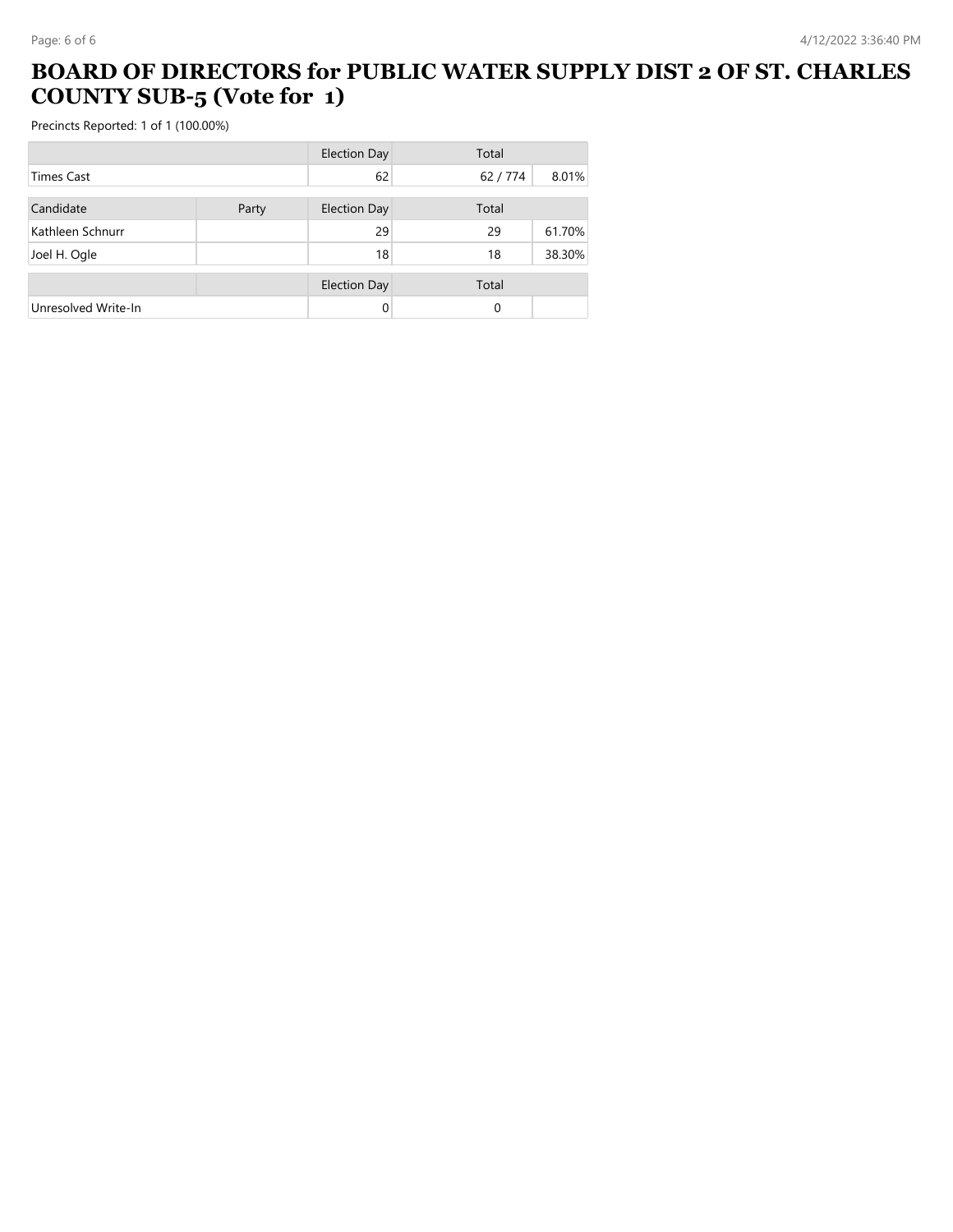# BOARD OF DIRECTORS for PUBLIC WATER SUPPLY DIST 2 OF ST. CHARLES COUNTY SUB-5 (Vote for 1)

Precincts Reported: 1 of 1 (100.00%)

| | | Election Day | Total | |
|---|---|---|---|---|
| Times Cast | | 62 | 62 / 774 | 8.01% |

| Candidate | Party | Election Day | Total | |
|---|---|---|---|---|
| Kathleen Schnurr | | 29 | 29 | 61.70% |
| Joel H. Ogle | | 18 | 18 | 38.30% |

| | | Election Day | Total | |
|---|---|---|---|---|
| Unresolved Write-In | | 0 | 0 | |